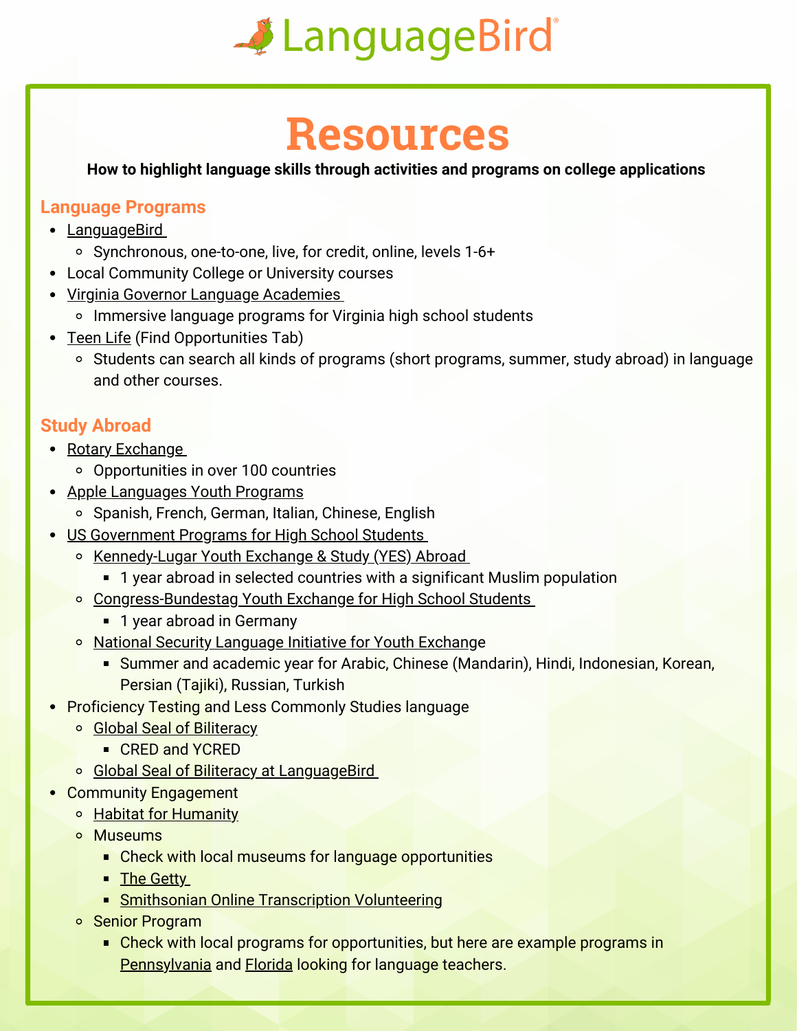# LanguageBird

## Resources

**How to highlight language skills through activities and programs on college applications**

### Language Programs

- LanguageBird
  - Synchronous, one-to-one, live, for credit, online, levels 1-6+
- Local Community College or University courses
- Virginia Governor Language Academies
  - Immersive language programs for Virginia high school students
- Teen Life (Find Opportunities Tab)
  - Students can search all kinds of programs (short programs, summer, study abroad) in language and other courses.

### Study Abroad

- Rotary Exchange
  - Opportunities in over 100 countries
- Apple Languages Youth Programs
  - Spanish, French, German, Italian, Chinese, English
- US Government Programs for High School Students
  - Kennedy-Lugar Youth Exchange & Study (YES) Abroad
    - 1 year abroad in selected countries with a significant Muslim population
  - Congress-Bundestag Youth Exchange for High School Students
    - 1 year abroad in Germany
  - National Security Language Initiative for Youth Exchange
    - Summer and academic year for Arabic, Chinese (Mandarin), Hindi, Indonesian, Korean, Persian (Tajiki), Russian, Turkish
- Proficiency Testing and Less Commonly Studies language
  - Global Seal of Biliteracy
    - CRED and YCRED
  - Global Seal of Biliteracy at LanguageBird
- Community Engagement
  - Habitat for Humanity
  - Museums
    - Check with local museums for language opportunities
    - The Getty
    - Smithsonian Online Transcription Volunteering
  - Senior Program
    - Check with local programs for opportunities, but here are example programs in Pennsylvania and Florida looking for language teachers.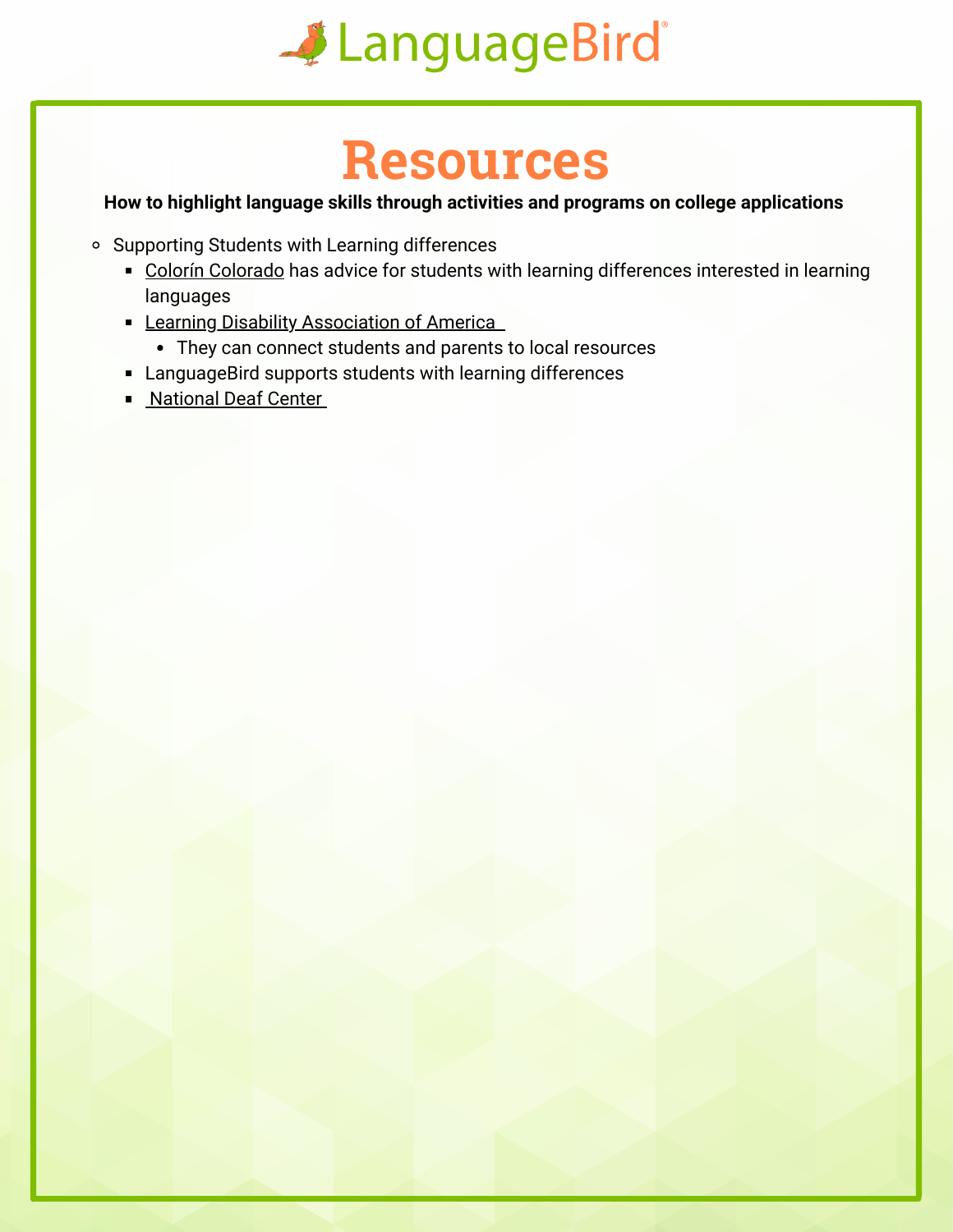# Resources

**How to highlight language skills through activities and programs on college applications**

- Supporting Students with Learning differences
  - Colorín Colorado has advice for students with learning differences interested in learning languages
  - Learning Disability Association of America
    - They can connect students and parents to local resources
  - LanguageBird supports students with learning differences
  - National Deaf Center